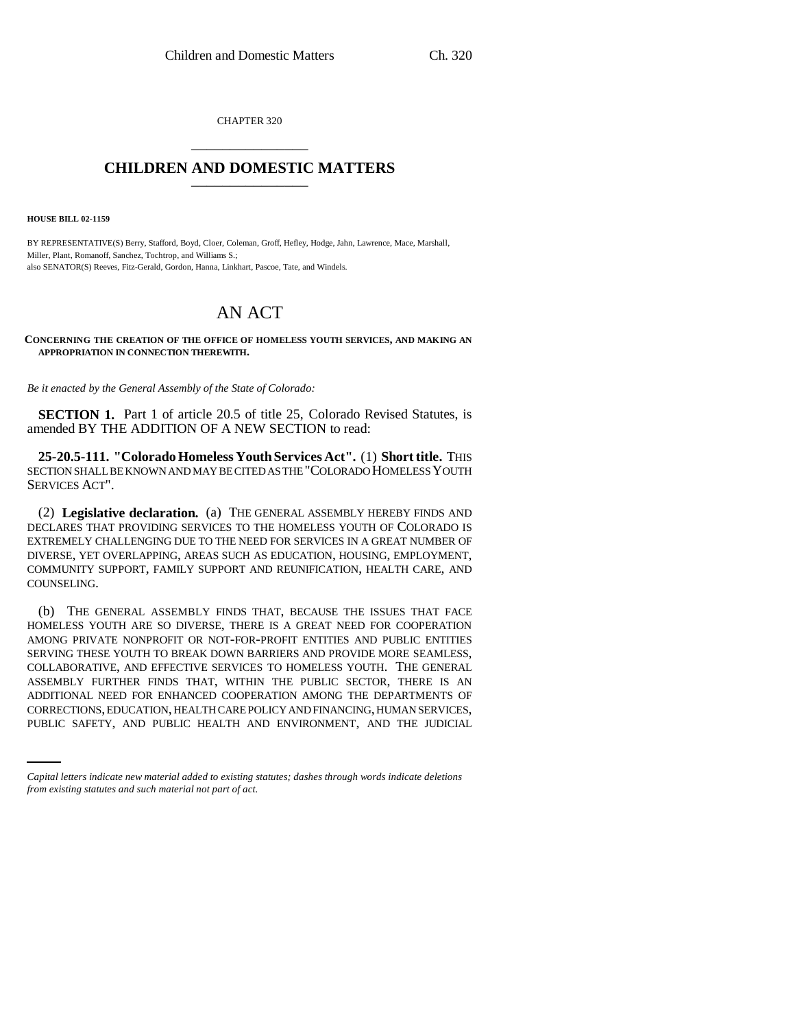CHAPTER 320

# CHILDREN AND DOMESTIC MATTERS

**HOUSE BILL 02-1159**

BY REPRESENTATIVE(S) Berry, Stafford, Boyd, Cloer, Coleman, Groff, Hefley, Hodge, Jahn, Lawrence, Mace, Marshall, Miller, Plant, Romanoff, Sanchez, Tochtrop, and Williams S.;
also SENATOR(S) Reeves, Fitz-Gerald, Gordon, Hanna, Linkhart, Pascoe, Tate, and Windels.

# AN ACT

**CONCERNING THE CREATION OF THE OFFICE OF HOMELESS YOUTH SERVICES, AND MAKING AN APPROPRIATION IN CONNECTION THEREWITH.**

*Be it enacted by the General Assembly of the State of Colorado:*

**SECTION 1.** Part 1 of article 20.5 of title 25, Colorado Revised Statutes, is amended BY THE ADDITION OF A NEW SECTION to read:

**25-20.5-111. "Colorado Homeless Youth Services Act".** (1) **Short title.** THIS SECTION SHALL BE KNOWN AND MAY BE CITED AS THE "COLORADO HOMELESS YOUTH SERVICES ACT".

(2) **Legislative declaration.** (a) THE GENERAL ASSEMBLY HEREBY FINDS AND DECLARES THAT PROVIDING SERVICES TO THE HOMELESS YOUTH OF COLORADO IS EXTREMELY CHALLENGING DUE TO THE NEED FOR SERVICES IN A GREAT NUMBER OF DIVERSE, YET OVERLAPPING, AREAS SUCH AS EDUCATION, HOUSING, EMPLOYMENT, COMMUNITY SUPPORT, FAMILY SUPPORT AND REUNIFICATION, HEALTH CARE, AND COUNSELING.

(b) THE GENERAL ASSEMBLY FINDS THAT, BECAUSE THE ISSUES THAT FACE HOMELESS YOUTH ARE SO DIVERSE, THERE IS A GREAT NEED FOR COOPERATION AMONG PRIVATE NONPROFIT OR NOT-FOR-PROFIT ENTITIES AND PUBLIC ENTITIES SERVING THESE YOUTH TO BREAK DOWN BARRIERS AND PROVIDE MORE SEAMLESS, COLLABORATIVE, AND EFFECTIVE SERVICES TO HOMELESS YOUTH. THE GENERAL ASSEMBLY FURTHER FINDS THAT, WITHIN THE PUBLIC SECTOR, THERE IS AN ADDITIONAL NEED FOR ENHANCED COOPERATION AMONG THE DEPARTMENTS OF CORRECTIONS, EDUCATION, HEALTH CARE POLICY AND FINANCING, HUMAN SERVICES, PUBLIC SAFETY, AND PUBLIC HEALTH AND ENVIRONMENT, AND THE JUDICIAL

*Capital letters indicate new material added to existing statutes; dashes through words indicate deletions from existing statutes and such material not part of act.*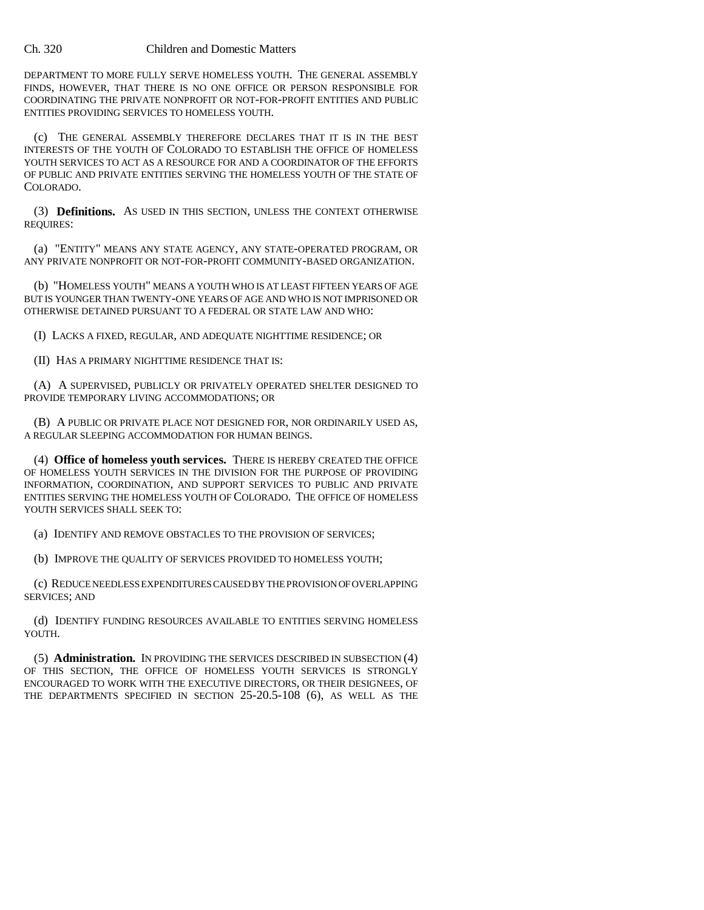DEPARTMENT TO MORE FULLY SERVE HOMELESS YOUTH. THE GENERAL ASSEMBLY FINDS, HOWEVER, THAT THERE IS NO ONE OFFICE OR PERSON RESPONSIBLE FOR COORDINATING THE PRIVATE NONPROFIT OR NOT-FOR-PROFIT ENTITIES AND PUBLIC ENTITIES PROVIDING SERVICES TO HOMELESS YOUTH.

(c) THE GENERAL ASSEMBLY THEREFORE DECLARES THAT IT IS IN THE BEST INTERESTS OF THE YOUTH OF COLORADO TO ESTABLISH THE OFFICE OF HOMELESS YOUTH SERVICES TO ACT AS A RESOURCE FOR AND A COORDINATOR OF THE EFFORTS OF PUBLIC AND PRIVATE ENTITIES SERVING THE HOMELESS YOUTH OF THE STATE OF COLORADO.

(3) **Definitions.** AS USED IN THIS SECTION, UNLESS THE CONTEXT OTHERWISE REQUIRES:

(a) "ENTITY" MEANS ANY STATE AGENCY, ANY STATE-OPERATED PROGRAM, OR ANY PRIVATE NONPROFIT OR NOT-FOR-PROFIT COMMUNITY-BASED ORGANIZATION.

(b) "HOMELESS YOUTH" MEANS A YOUTH WHO IS AT LEAST FIFTEEN YEARS OF AGE BUT IS YOUNGER THAN TWENTY-ONE YEARS OF AGE AND WHO IS NOT IMPRISONED OR OTHERWISE DETAINED PURSUANT TO A FEDERAL OR STATE LAW AND WHO:

(I) LACKS A FIXED, REGULAR, AND ADEQUATE NIGHTTIME RESIDENCE; OR

(II) HAS A PRIMARY NIGHTTIME RESIDENCE THAT IS:

(A) A SUPERVISED, PUBLICLY OR PRIVATELY OPERATED SHELTER DESIGNED TO PROVIDE TEMPORARY LIVING ACCOMMODATIONS; OR

(B) A PUBLIC OR PRIVATE PLACE NOT DESIGNED FOR, NOR ORDINARILY USED AS, A REGULAR SLEEPING ACCOMMODATION FOR HUMAN BEINGS.

(4) **Office of homeless youth services.** THERE IS HEREBY CREATED THE OFFICE OF HOMELESS YOUTH SERVICES IN THE DIVISION FOR THE PURPOSE OF PROVIDING INFORMATION, COORDINATION, AND SUPPORT SERVICES TO PUBLIC AND PRIVATE ENTITIES SERVING THE HOMELESS YOUTH OF COLORADO. THE OFFICE OF HOMELESS YOUTH SERVICES SHALL SEEK TO:

(a) IDENTIFY AND REMOVE OBSTACLES TO THE PROVISION OF SERVICES;

(b) IMPROVE THE QUALITY OF SERVICES PROVIDED TO HOMELESS YOUTH;

(c) REDUCE NEEDLESS EXPENDITURES CAUSED BY THE PROVISION OF OVERLAPPING SERVICES; AND

(d) IDENTIFY FUNDING RESOURCES AVAILABLE TO ENTITIES SERVING HOMELESS YOUTH.

(5) **Administration.** IN PROVIDING THE SERVICES DESCRIBED IN SUBSECTION (4) OF THIS SECTION, THE OFFICE OF HOMELESS YOUTH SERVICES IS STRONGLY ENCOURAGED TO WORK WITH THE EXECUTIVE DIRECTORS, OR THEIR DESIGNEES, OF THE DEPARTMENTS SPECIFIED IN SECTION 25-20.5-108 (6), AS WELL AS THE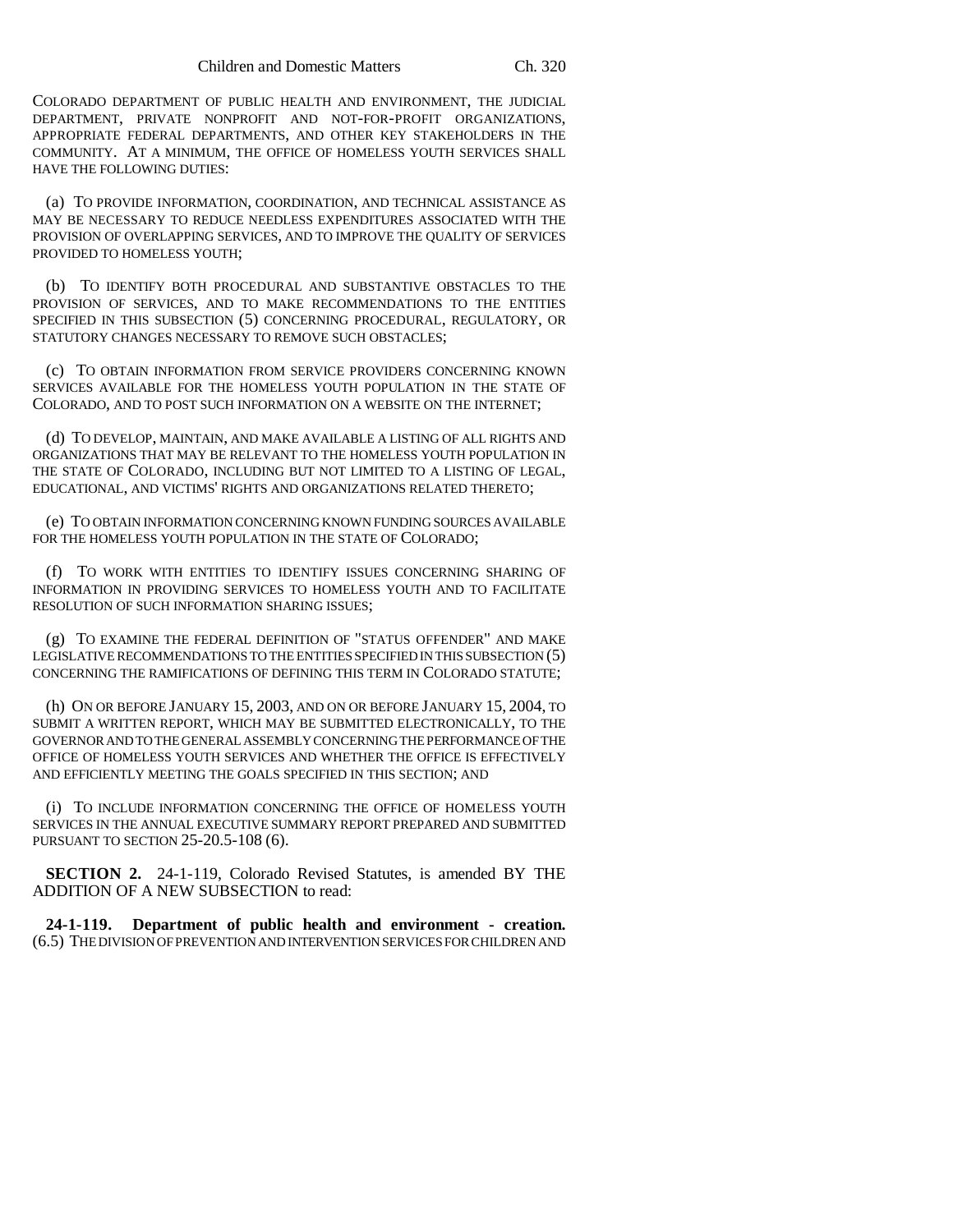COLORADO DEPARTMENT OF PUBLIC HEALTH AND ENVIRONMENT, THE JUDICIAL DEPARTMENT, PRIVATE NONPROFIT AND NOT-FOR-PROFIT ORGANIZATIONS, APPROPRIATE FEDERAL DEPARTMENTS, AND OTHER KEY STAKEHOLDERS IN THE COMMUNITY. AT A MINIMUM, THE OFFICE OF HOMELESS YOUTH SERVICES SHALL HAVE THE FOLLOWING DUTIES:

(a) TO PROVIDE INFORMATION, COORDINATION, AND TECHNICAL ASSISTANCE AS MAY BE NECESSARY TO REDUCE NEEDLESS EXPENDITURES ASSOCIATED WITH THE PROVISION OF OVERLAPPING SERVICES, AND TO IMPROVE THE QUALITY OF SERVICES PROVIDED TO HOMELESS YOUTH;

(b) TO IDENTIFY BOTH PROCEDURAL AND SUBSTANTIVE OBSTACLES TO THE PROVISION OF SERVICES, AND TO MAKE RECOMMENDATIONS TO THE ENTITIES SPECIFIED IN THIS SUBSECTION (5) CONCERNING PROCEDURAL, REGULATORY, OR STATUTORY CHANGES NECESSARY TO REMOVE SUCH OBSTACLES;

(c) TO OBTAIN INFORMATION FROM SERVICE PROVIDERS CONCERNING KNOWN SERVICES AVAILABLE FOR THE HOMELESS YOUTH POPULATION IN THE STATE OF COLORADO, AND TO POST SUCH INFORMATION ON A WEBSITE ON THE INTERNET;

(d) TO DEVELOP, MAINTAIN, AND MAKE AVAILABLE A LISTING OF ALL RIGHTS AND ORGANIZATIONS THAT MAY BE RELEVANT TO THE HOMELESS YOUTH POPULATION IN THE STATE OF COLORADO, INCLUDING BUT NOT LIMITED TO A LISTING OF LEGAL, EDUCATIONAL, AND VICTIMS' RIGHTS AND ORGANIZATIONS RELATED THERETO;

(e) TO OBTAIN INFORMATION CONCERNING KNOWN FUNDING SOURCES AVAILABLE FOR THE HOMELESS YOUTH POPULATION IN THE STATE OF COLORADO;

(f) TO WORK WITH ENTITIES TO IDENTIFY ISSUES CONCERNING SHARING OF INFORMATION IN PROVIDING SERVICES TO HOMELESS YOUTH AND TO FACILITATE RESOLUTION OF SUCH INFORMATION SHARING ISSUES;

(g) TO EXAMINE THE FEDERAL DEFINITION OF "STATUS OFFENDER" AND MAKE LEGISLATIVE RECOMMENDATIONS TO THE ENTITIES SPECIFIED IN THIS SUBSECTION (5) CONCERNING THE RAMIFICATIONS OF DEFINING THIS TERM IN COLORADO STATUTE;

(h) ON OR BEFORE JANUARY 15, 2003, AND ON OR BEFORE JANUARY 15, 2004, TO SUBMIT A WRITTEN REPORT, WHICH MAY BE SUBMITTED ELECTRONICALLY, TO THE GOVERNOR AND TO THE GENERAL ASSEMBLY CONCERNING THE PERFORMANCE OF THE OFFICE OF HOMELESS YOUTH SERVICES AND WHETHER THE OFFICE IS EFFECTIVELY AND EFFICIENTLY MEETING THE GOALS SPECIFIED IN THIS SECTION; AND

(i) TO INCLUDE INFORMATION CONCERNING THE OFFICE OF HOMELESS YOUTH SERVICES IN THE ANNUAL EXECUTIVE SUMMARY REPORT PREPARED AND SUBMITTED PURSUANT TO SECTION 25-20.5-108 (6).

**SECTION 2.** 24-1-119, Colorado Revised Statutes, is amended BY THE ADDITION OF A NEW SUBSECTION to read:

**24-1-119. Department of public health and environment - creation.** (6.5) THE DIVISION OF PREVENTION AND INTERVENTION SERVICES FOR CHILDREN AND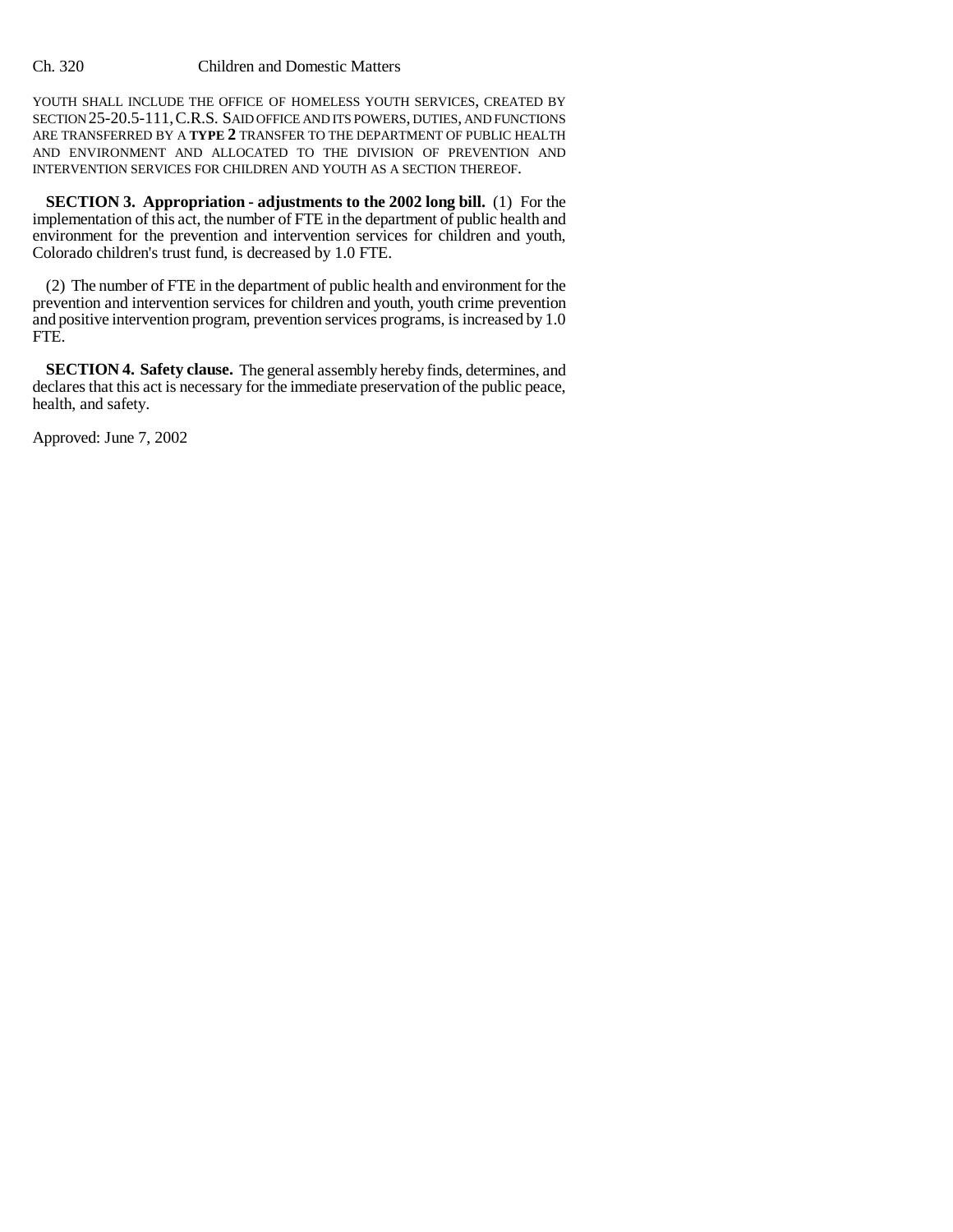YOUTH SHALL INCLUDE THE OFFICE OF HOMELESS YOUTH SERVICES, CREATED BY SECTION 25-20.5-111, C.R.S. SAID OFFICE AND ITS POWERS, DUTIES, AND FUNCTIONS ARE TRANSFERRED BY A **TYPE 2** TRANSFER TO THE DEPARTMENT OF PUBLIC HEALTH AND ENVIRONMENT AND ALLOCATED TO THE DIVISION OF PREVENTION AND INTERVENTION SERVICES FOR CHILDREN AND YOUTH AS A SECTION THEREOF.

**SECTION 3. Appropriation - adjustments to the 2002 long bill.** (1) For the implementation of this act, the number of FTE in the department of public health and environment for the prevention and intervention services for children and youth, Colorado children's trust fund, is decreased by 1.0 FTE.

(2) The number of FTE in the department of public health and environment for the prevention and intervention services for children and youth, youth crime prevention and positive intervention program, prevention services programs, is increased by 1.0 FTE.

**SECTION 4. Safety clause.** The general assembly hereby finds, determines, and declares that this act is necessary for the immediate preservation of the public peace, health, and safety.

Approved: June 7, 2002